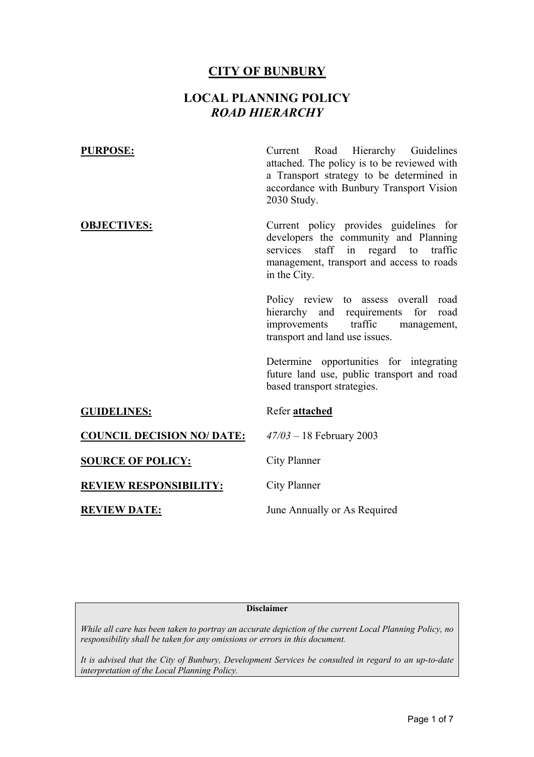# CITY OF BUNBURY

## LOCAL PLANNING POLICY
## *ROAD HIERARCHY*

| | |
|---|---|
| **PURPOSE:** | Current Road Hierarchy Guidelines attached. The policy is to be reviewed with a Transport strategy to be determined in accordance with Bunbury Transport Vision 2030 Study. |
| **OBJECTIVES:** | Current policy provides guidelines for developers the community and Planning services staff in regard to traffic management, transport and access to roads in the City.<br><br>Policy review to assess overall road hierarchy and requirements for road improvements traffic management, transport and land use issues.<br><br>Determine opportunities for integrating future land use, public transport and road based transport strategies. |
| **GUIDELINES:** | Refer **attached** |
| **COUNCIL DECISION NO/ DATE:** | *47/03* – 18 February 2003 |
| **SOURCE OF POLICY:** | City Planner |
| **REVIEW RESPONSIBILITY:** | City Planner |
| **REVIEW DATE:** | June Annually or As Required |

**Disclaimer**

*While all care has been taken to portray an accurate depiction of the current Local Planning Policy, no responsibility shall be taken for any omissions or errors in this document.*

*It is advised that the City of Bunbury, Development Services be consulted in regard to an up-to-date interpretation of the Local Planning Policy.*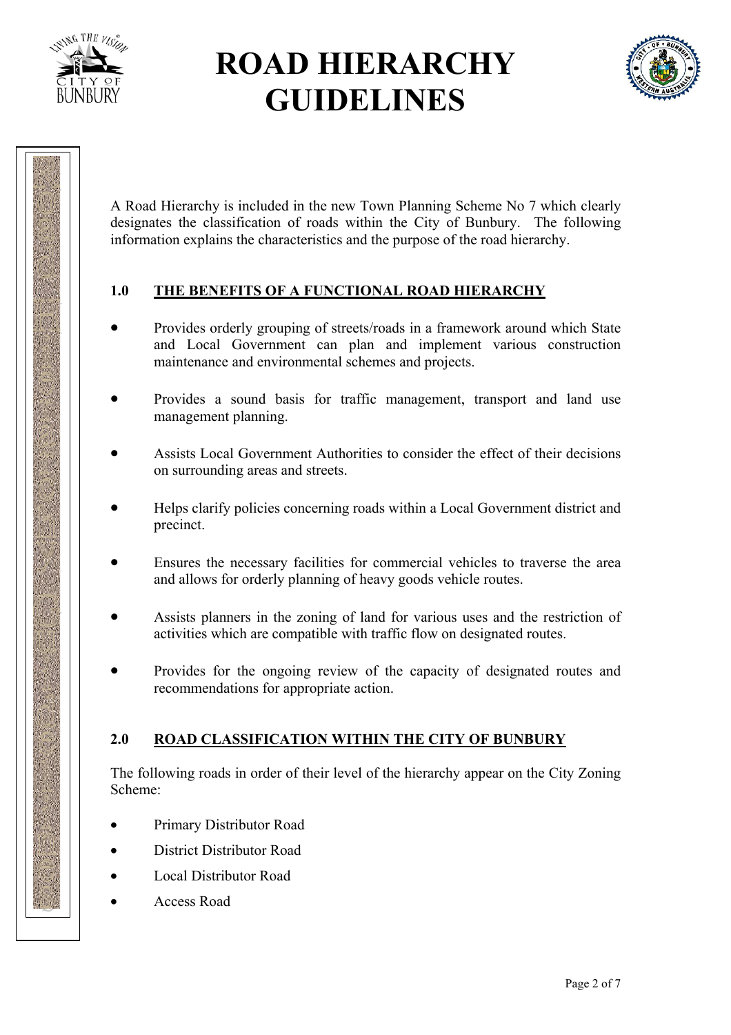# ROAD HIERARCHY GUIDELINES

A Road Hierarchy is included in the new Town Planning Scheme No 7 which clearly designates the classification of roads within the City of Bunbury. The following information explains the characteristics and the purpose of the road hierarchy.

## 1.0 THE BENEFITS OF A FUNCTIONAL ROAD HIERARCHY

- Provides orderly grouping of streets/roads in a framework around which State and Local Government can plan and implement various construction maintenance and environmental schemes and projects.
- Provides a sound basis for traffic management, transport and land use management planning.
- Assists Local Government Authorities to consider the effect of their decisions on surrounding areas and streets.
- Helps clarify policies concerning roads within a Local Government district and precinct.
- Ensures the necessary facilities for commercial vehicles to traverse the area and allows for orderly planning of heavy goods vehicle routes.
- Assists planners in the zoning of land for various uses and the restriction of activities which are compatible with traffic flow on designated routes.
- Provides for the ongoing review of the capacity of designated routes and recommendations for appropriate action.

## 2.0 ROAD CLASSIFICATION WITHIN THE CITY OF BUNBURY

The following roads in order of their level of the hierarchy appear on the City Zoning Scheme:

- Primary Distributor Road
- District Distributor Road
- Local Distributor Road
- Access Road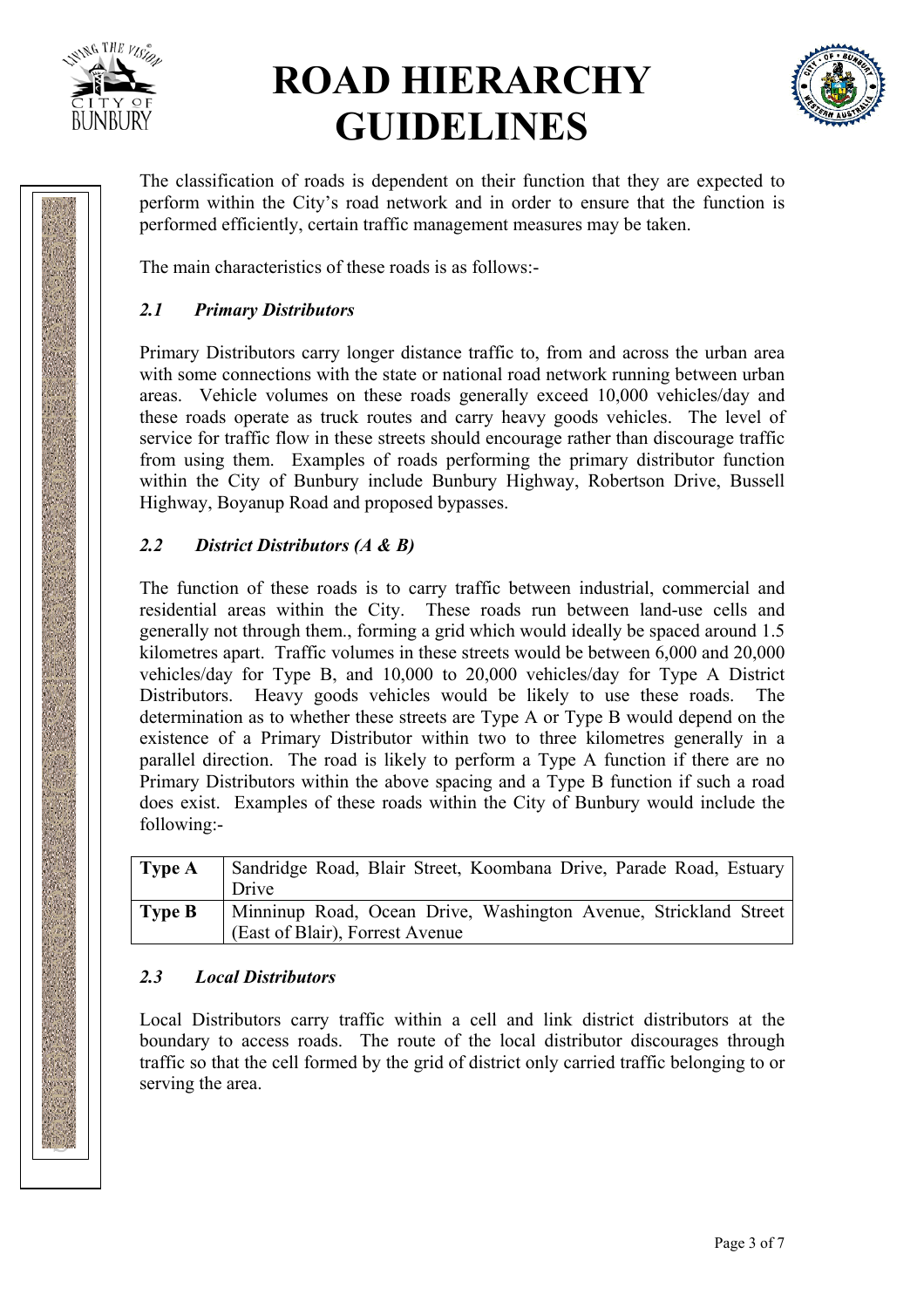# ROAD HIERARCHY GUIDELINES

The classification of roads is dependent on their function that they are expected to perform within the City's road network and in order to ensure that the function is performed efficiently, certain traffic management measures may be taken.

The main characteristics of these roads is as follows:-

### *2.1 Primary Distributors*

Primary Distributors carry longer distance traffic to, from and across the urban area with some connections with the state or national road network running between urban areas. Vehicle volumes on these roads generally exceed 10,000 vehicles/day and these roads operate as truck routes and carry heavy goods vehicles. The level of service for traffic flow in these streets should encourage rather than discourage traffic from using them. Examples of roads performing the primary distributor function within the City of Bunbury include Bunbury Highway, Robertson Drive, Bussell Highway, Boyanup Road and proposed bypasses.

### *2.2 District Distributors (A & B)*

The function of these roads is to carry traffic between industrial, commercial and residential areas within the City. These roads run between land-use cells and generally not through them., forming a grid which would ideally be spaced around 1.5 kilometres apart. Traffic volumes in these streets would be between 6,000 and 20,000 vehicles/day for Type B, and 10,000 to 20,000 vehicles/day for Type A District Distributors. Heavy goods vehicles would be likely to use these roads. The determination as to whether these streets are Type A or Type B would depend on the existence of a Primary Distributor within two to three kilometres generally in a parallel direction. The road is likely to perform a Type A function if there are no Primary Distributors within the above spacing and a Type B function if such a road does exist. Examples of these roads within the City of Bunbury would include the following:-

| | |
|---|---|
| **Type A** | Sandridge Road, Blair Street, Koombana Drive, Parade Road, Estuary Drive |
| **Type B** | Minninup Road, Ocean Drive, Washington Avenue, Strickland Street (East of Blair), Forrest Avenue |

### *2.3 Local Distributors*

Local Distributors carry traffic within a cell and link district distributors at the boundary to access roads. The route of the local distributor discourages through traffic so that the cell formed by the grid of district only carried traffic belonging to or serving the area.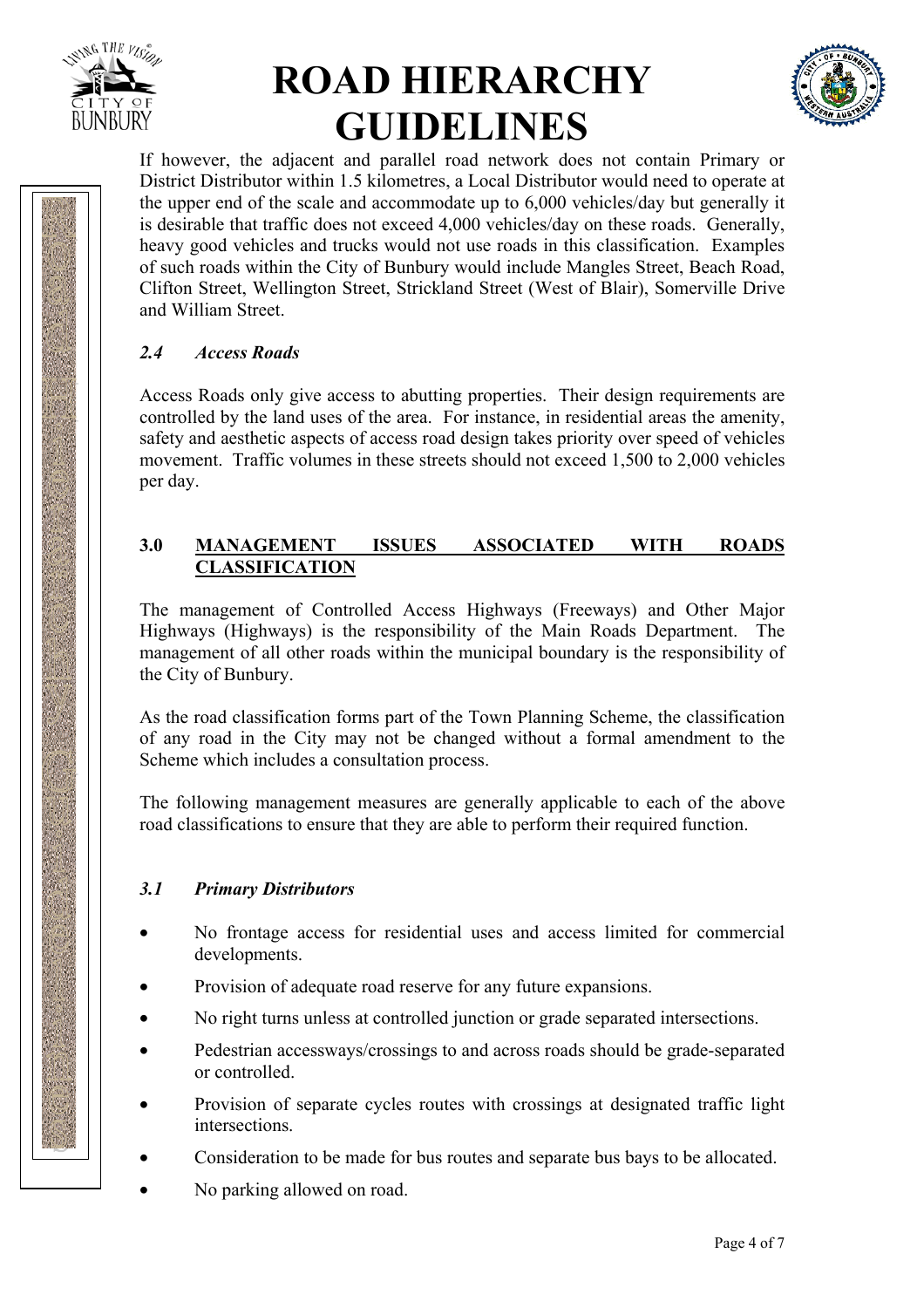If however, the adjacent and parallel road network does not contain Primary or District Distributor within 1.5 kilometres, a Local Distributor would need to operate at the upper end of the scale and accommodate up to 6,000 vehicles/day but generally it is desirable that traffic does not exceed 4,000 vehicles/day on these roads. Generally, heavy good vehicles and trucks would not use roads in this classification. Examples of such roads within the City of Bunbury would include Mangles Street, Beach Road, Clifton Street, Wellington Street, Strickland Street (West of Blair), Somerville Drive and William Street.

### *2.4 Access Roads*

Access Roads only give access to abutting properties. Their design requirements are controlled by the land uses of the area. For instance, in residential areas the amenity, safety and aesthetic aspects of access road design takes priority over speed of vehicles movement. Traffic volumes in these streets should not exceed 1,500 to 2,000 vehicles per day.

## 3.0 MANAGEMENT ISSUES ASSOCIATED WITH ROADS CLASSIFICATION

The management of Controlled Access Highways (Freeways) and Other Major Highways (Highways) is the responsibility of the Main Roads Department. The management of all other roads within the municipal boundary is the responsibility of the City of Bunbury.

As the road classification forms part of the Town Planning Scheme, the classification of any road in the City may not be changed without a formal amendment to the Scheme which includes a consultation process.

The following management measures are generally applicable to each of the above road classifications to ensure that they are able to perform their required function.

### *3.1 Primary Distributors*

- No frontage access for residential uses and access limited for commercial developments.
- Provision of adequate road reserve for any future expansions.
- No right turns unless at controlled junction or grade separated intersections.
- Pedestrian accessways/crossings to and across roads should be grade-separated or controlled.
- Provision of separate cycles routes with crossings at designated traffic light intersections.
- Consideration to be made for bus routes and separate bus bays to be allocated.
- No parking allowed on road.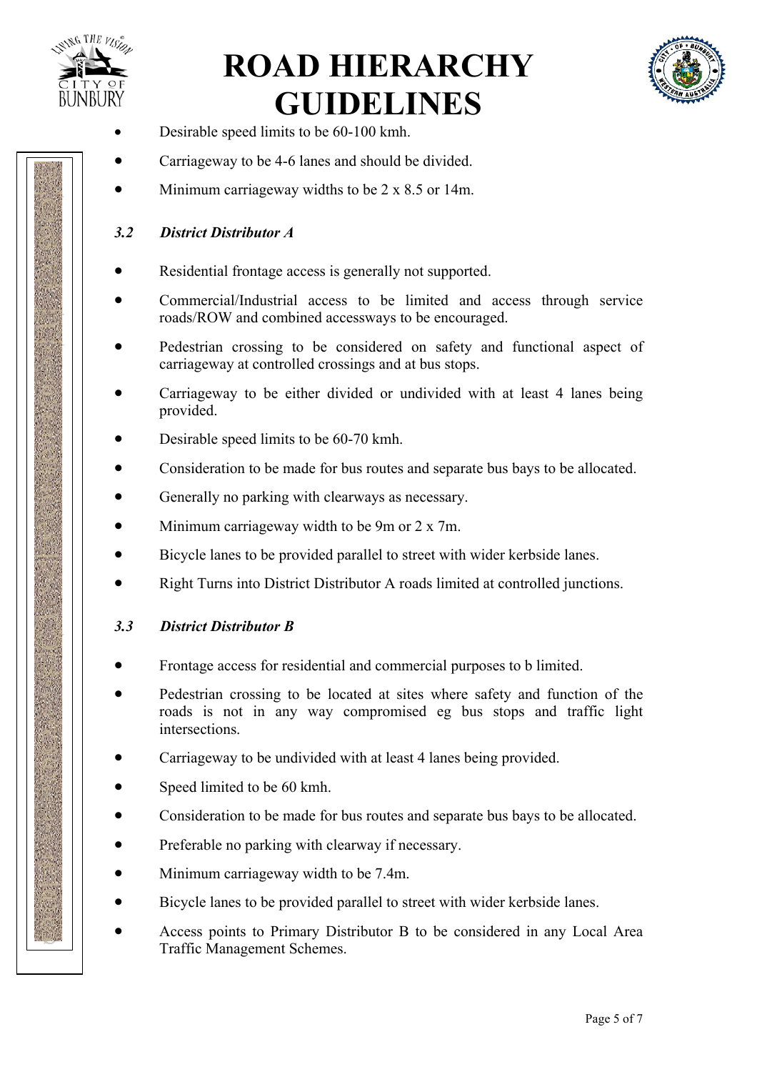- Desirable speed limits to be 60-100 kmh.
- Carriageway to be 4-6 lanes and should be divided.
- Minimum carriageway widths to be 2 x 8.5 or 14m.

### *3.2 District Distributor A*

- Residential frontage access is generally not supported.
- Commercial/Industrial access to be limited and access through service roads/ROW and combined accessways to be encouraged.
- Pedestrian crossing to be considered on safety and functional aspect of carriageway at controlled crossings and at bus stops.
- Carriageway to be either divided or undivided with at least 4 lanes being provided.
- Desirable speed limits to be 60-70 kmh.
- Consideration to be made for bus routes and separate bus bays to be allocated.
- Generally no parking with clearways as necessary.
- Minimum carriageway width to be 9m or 2 x 7m.
- Bicycle lanes to be provided parallel to street with wider kerbside lanes.
- Right Turns into District Distributor A roads limited at controlled junctions.

### *3.3 District Distributor B*

- Frontage access for residential and commercial purposes to b limited.
- Pedestrian crossing to be located at sites where safety and function of the roads is not in any way compromised eg bus stops and traffic light intersections.
- Carriageway to be undivided with at least 4 lanes being provided.
- Speed limited to be 60 kmh.
- Consideration to be made for bus routes and separate bus bays to be allocated.
- Preferable no parking with clearway if necessary.
- Minimum carriageway width to be 7.4m.
- Bicycle lanes to be provided parallel to street with wider kerbside lanes.
- Access points to Primary Distributor B to be considered in any Local Area Traffic Management Schemes.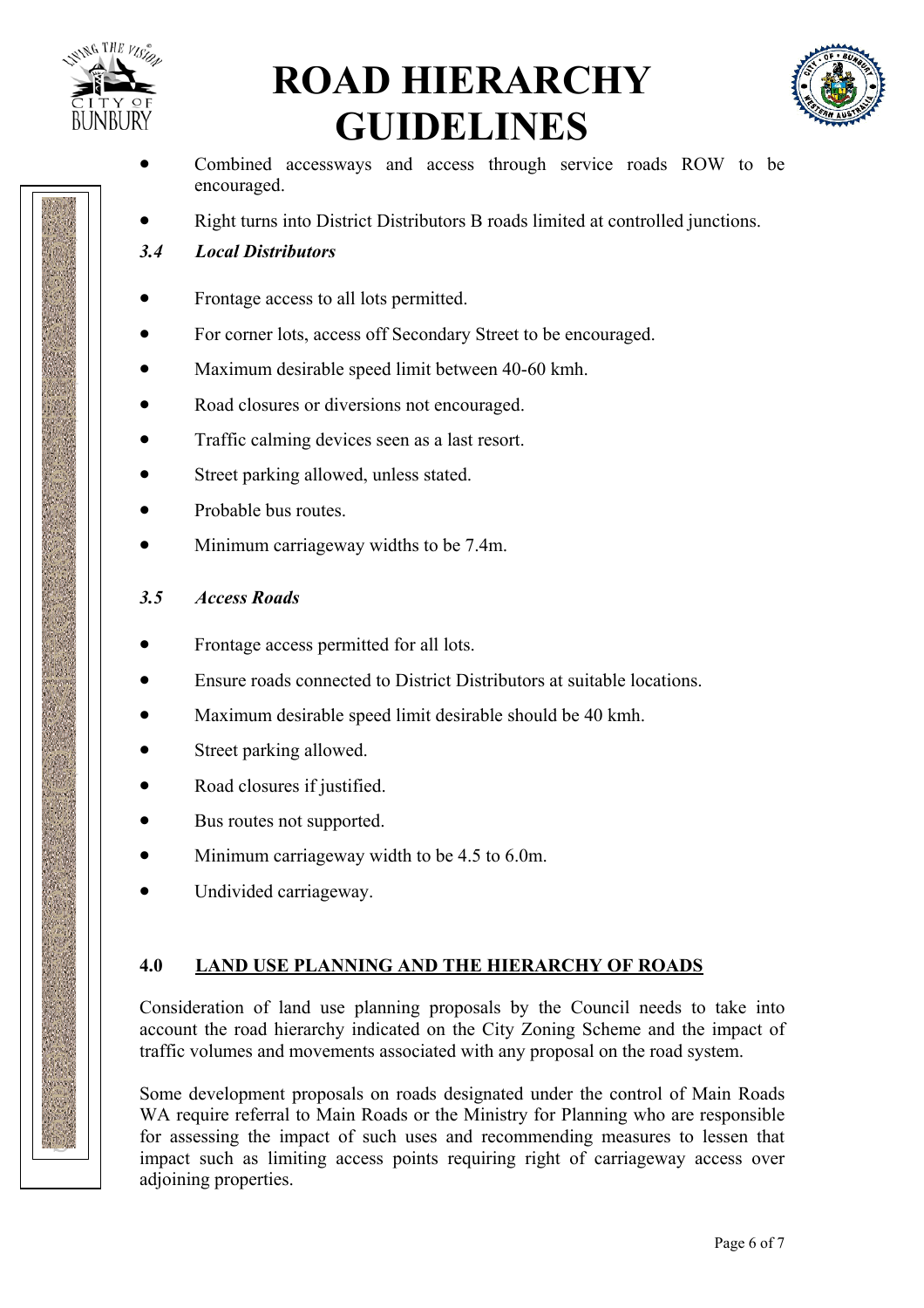- Combined accessways and access through service roads ROW to be encouraged.
- Right turns into District Distributors B roads limited at controlled junctions.

### *3.4 Local Distributors*

- Frontage access to all lots permitted.
- For corner lots, access off Secondary Street to be encouraged.
- Maximum desirable speed limit between 40-60 kmh.
- Road closures or diversions not encouraged.
- Traffic calming devices seen as a last resort.
- Street parking allowed, unless stated.
- Probable bus routes.
- Minimum carriageway widths to be 7.4m.

### *3.5 Access Roads*

- Frontage access permitted for all lots.
- Ensure roads connected to District Distributors at suitable locations.
- Maximum desirable speed limit desirable should be 40 kmh.
- Street parking allowed.
- Road closures if justified.
- Bus routes not supported.
- Minimum carriageway width to be 4.5 to 6.0m.
- Undivided carriageway.

## 4.0 LAND USE PLANNING AND THE HIERARCHY OF ROADS

Consideration of land use planning proposals by the Council needs to take into account the road hierarchy indicated on the City Zoning Scheme and the impact of traffic volumes and movements associated with any proposal on the road system.

Some development proposals on roads designated under the control of Main Roads WA require referral to Main Roads or the Ministry for Planning who are responsible for assessing the impact of such uses and recommending measures to lessen that impact such as limiting access points requiring right of carriageway access over adjoining properties.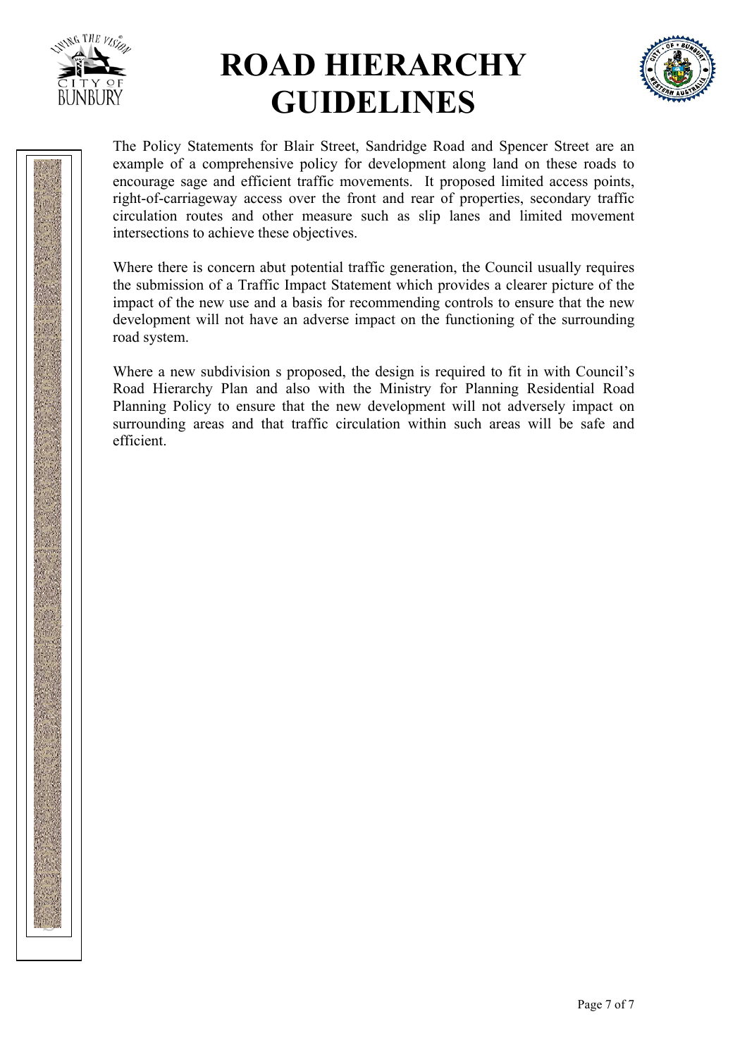# ROAD HIERARCHY GUIDELINES

The Policy Statements for Blair Street, Sandridge Road and Spencer Street are an example of a comprehensive policy for development along land on these roads to encourage sage and efficient traffic movements. It proposed limited access points, right-of-carriageway access over the front and rear of properties, secondary traffic circulation routes and other measure such as slip lanes and limited movement intersections to achieve these objectives.

Where there is concern abut potential traffic generation, the Council usually requires the submission of a Traffic Impact Statement which provides a clearer picture of the impact of the new use and a basis for recommending controls to ensure that the new development will not have an adverse impact on the functioning of the surrounding road system.

Where a new subdivision s proposed, the design is required to fit in with Council's Road Hierarchy Plan and also with the Ministry for Planning Residential Road Planning Policy to ensure that the new development will not adversely impact on surrounding areas and that traffic circulation within such areas will be safe and efficient.